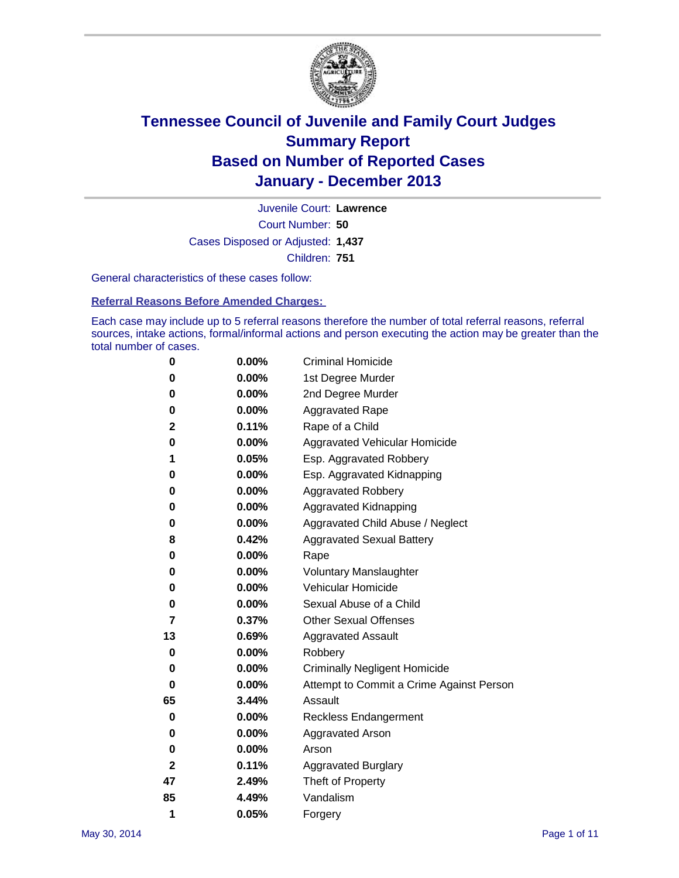# Tennessee Council of Juvenile and Family Court Judges
## Summary Report
## Based on Number of Reported Cases
## January - December 2013

Juvenile Court: **Lawrence**
Court Number: **50**
Cases Disposed or Adjusted: **1,437**
Children: **751**

General characteristics of these cases follow:

**Referral Reasons Before Amended Charges:**

Each case may include up to 5 referral reasons therefore the number of total referral reasons, referral sources, intake actions, formal/informal actions and person executing the action may be greater than the total number of cases.

| Count | Percent | Referral Reason |
|---|---|---|
| 0 | 0.00% | Criminal Homicide |
| 0 | 0.00% | 1st Degree Murder |
| 0 | 0.00% | 2nd Degree Murder |
| 0 | 0.00% | Aggravated Rape |
| 2 | 0.11% | Rape of a Child |
| 0 | 0.00% | Aggravated Vehicular Homicide |
| 1 | 0.05% | Esp. Aggravated Robbery |
| 0 | 0.00% | Esp. Aggravated Kidnapping |
| 0 | 0.00% | Aggravated Robbery |
| 0 | 0.00% | Aggravated Kidnapping |
| 0 | 0.00% | Aggravated Child Abuse / Neglect |
| 8 | 0.42% | Aggravated Sexual Battery |
| 0 | 0.00% | Rape |
| 0 | 0.00% | Voluntary Manslaughter |
| 0 | 0.00% | Vehicular Homicide |
| 0 | 0.00% | Sexual Abuse of a Child |
| 7 | 0.37% | Other Sexual Offenses |
| 13 | 0.69% | Aggravated Assault |
| 0 | 0.00% | Robbery |
| 0 | 0.00% | Criminally Negligent Homicide |
| 0 | 0.00% | Attempt to Commit a Crime Against Person |
| 65 | 3.44% | Assault |
| 0 | 0.00% | Reckless Endangerment |
| 0 | 0.00% | Aggravated Arson |
| 0 | 0.00% | Arson |
| 2 | 0.11% | Aggravated Burglary |
| 47 | 2.49% | Theft of Property |
| 85 | 4.49% | Vandalism |
| 1 | 0.05% | Forgery |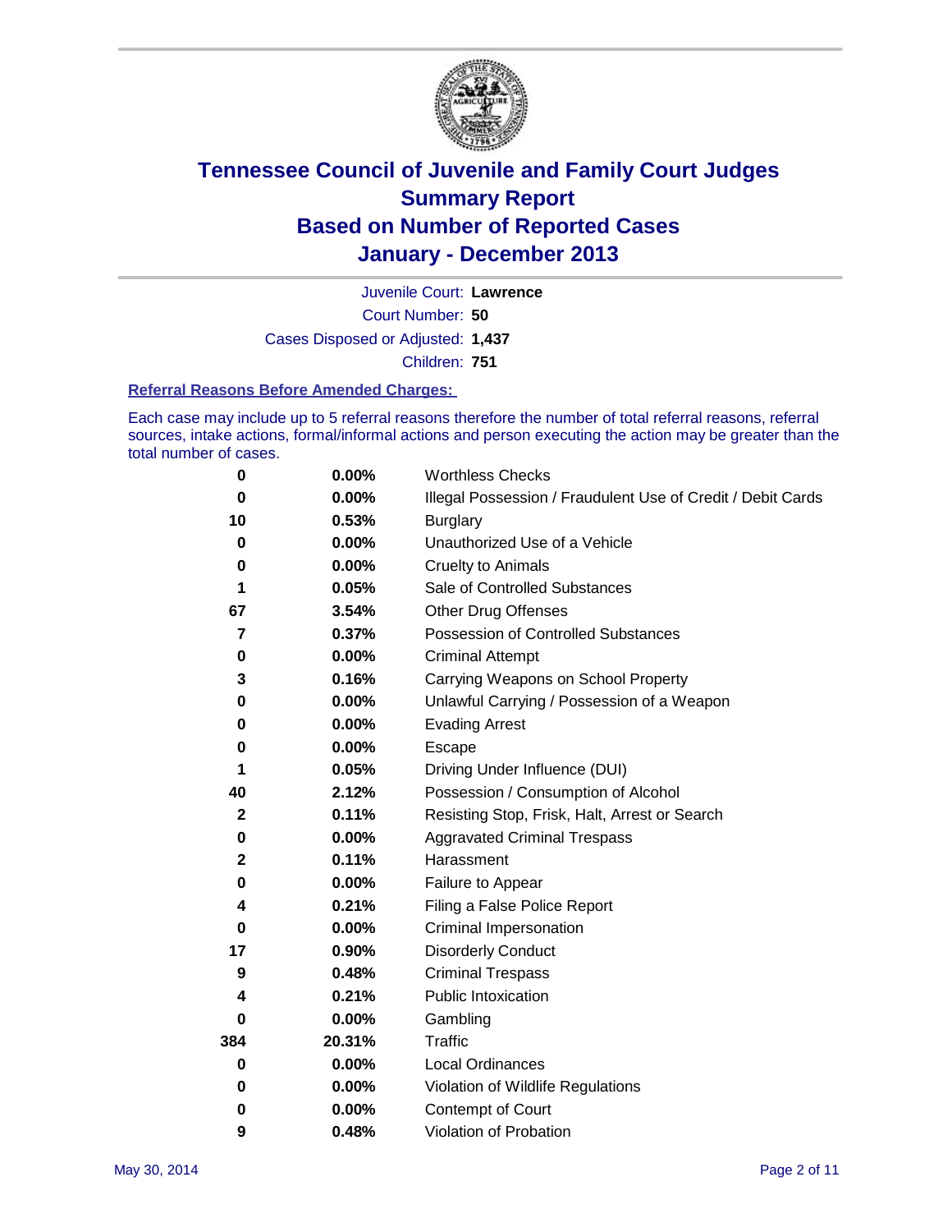# Tennessee Council of Juvenile and Family Court Judges
# Summary Report
# Based on Number of Reported Cases
# January - December 2013

Juvenile Court: **Lawrence**

Court Number: **50**

Cases Disposed or Adjusted: **1,437**

Children: **751**

### Referral Reasons Before Amended Charges:

Each case may include up to 5 referral reasons therefore the number of total referral reasons, referral sources, intake actions, formal/informal actions and person executing the action may be greater than the total number of cases.

| | | |
|---|---|---|
| 0 | 0.00% | Worthless Checks |
| 0 | 0.00% | Illegal Possession / Fraudulent Use of Credit / Debit Cards |
| 10 | 0.53% | Burglary |
| 0 | 0.00% | Unauthorized Use of a Vehicle |
| 0 | 0.00% | Cruelty to Animals |
| 1 | 0.05% | Sale of Controlled Substances |
| 67 | 3.54% | Other Drug Offenses |
| 7 | 0.37% | Possession of Controlled Substances |
| 0 | 0.00% | Criminal Attempt |
| 3 | 0.16% | Carrying Weapons on School Property |
| 0 | 0.00% | Unlawful Carrying / Possession of a Weapon |
| 0 | 0.00% | Evading Arrest |
| 0 | 0.00% | Escape |
| 1 | 0.05% | Driving Under Influence (DUI) |
| 40 | 2.12% | Possession / Consumption of Alcohol |
| 2 | 0.11% | Resisting Stop, Frisk, Halt, Arrest or Search |
| 0 | 0.00% | Aggravated Criminal Trespass |
| 2 | 0.11% | Harassment |
| 0 | 0.00% | Failure to Appear |
| 4 | 0.21% | Filing a False Police Report |
| 0 | 0.00% | Criminal Impersonation |
| 17 | 0.90% | Disorderly Conduct |
| 9 | 0.48% | Criminal Trespass |
| 4 | 0.21% | Public Intoxication |
| 0 | 0.00% | Gambling |
| 384 | 20.31% | Traffic |
| 0 | 0.00% | Local Ordinances |
| 0 | 0.00% | Violation of Wildlife Regulations |
| 0 | 0.00% | Contempt of Court |
| 9 | 0.48% | Violation of Probation |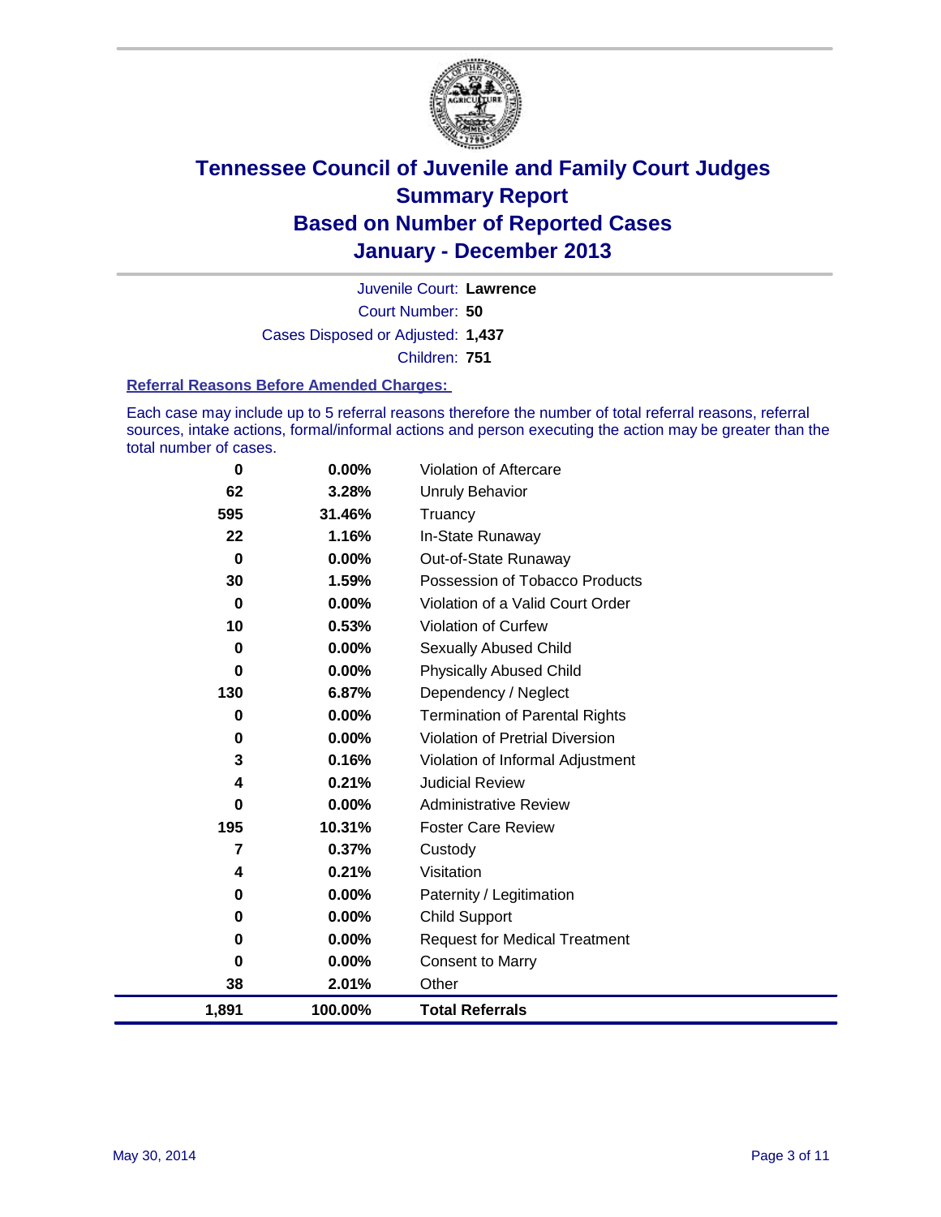# Tennessee Council of Juvenile and Family Court Judges
## Summary Report
## Based on Number of Reported Cases
## January - December 2013

Juvenile Court: **Lawrence**

Court Number: **50**

Cases Disposed or Adjusted: **1,437**

Children: **751**

### Referral Reasons Before Amended Charges:

Each case may include up to 5 referral reasons therefore the number of total referral reasons, referral sources, intake actions, formal/informal actions and person executing the action may be greater than the total number of cases.

| | | |
|---|---|---|
| 0 | 0.00% | Violation of Aftercare |
| 62 | 3.28% | Unruly Behavior |
| 595 | 31.46% | Truancy |
| 22 | 1.16% | In-State Runaway |
| 0 | 0.00% | Out-of-State Runaway |
| 30 | 1.59% | Possession of Tobacco Products |
| 0 | 0.00% | Violation of a Valid Court Order |
| 10 | 0.53% | Violation of Curfew |
| 0 | 0.00% | Sexually Abused Child |
| 0 | 0.00% | Physically Abused Child |
| 130 | 6.87% | Dependency / Neglect |
| 0 | 0.00% | Termination of Parental Rights |
| 0 | 0.00% | Violation of Pretrial Diversion |
| 3 | 0.16% | Violation of Informal Adjustment |
| 4 | 0.21% | Judicial Review |
| 0 | 0.00% | Administrative Review |
| 195 | 10.31% | Foster Care Review |
| 7 | 0.37% | Custody |
| 4 | 0.21% | Visitation |
| 0 | 0.00% | Paternity / Legitimation |
| 0 | 0.00% | Child Support |
| 0 | 0.00% | Request for Medical Treatment |
| 0 | 0.00% | Consent to Marry |
| 38 | 2.01% | Other |
| **1,891** | **100.00%** | **Total Referrals** |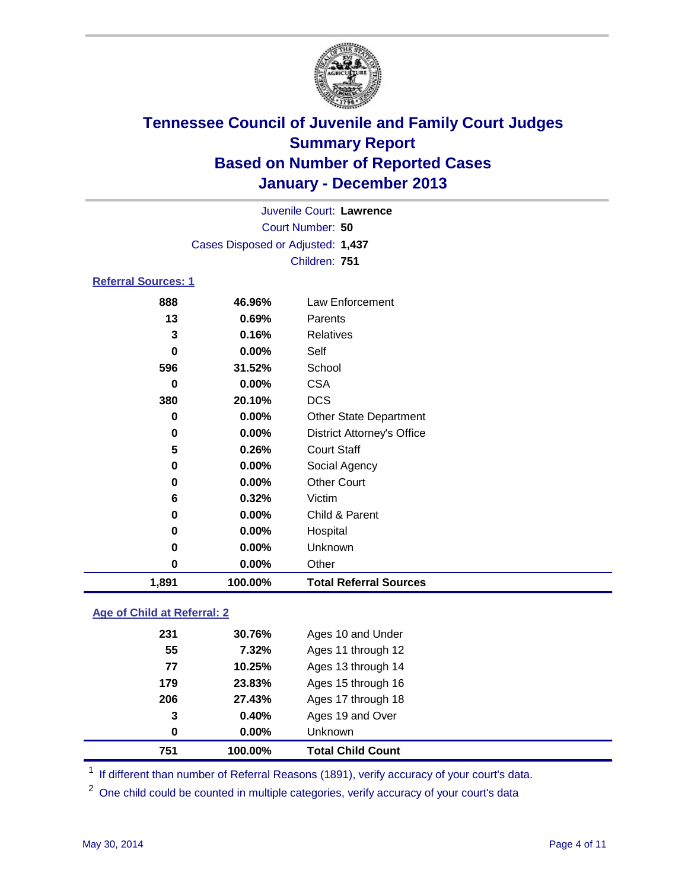# Tennessee Council of Juvenile and Family Court Judges
## Summary Report
## Based on Number of Reported Cases
## January - December 2013

Juvenile Court: **Lawrence**
Court Number: **50**
Cases Disposed or Adjusted: **1,437**
Children: **751**

### Referral Sources: 1

| | | |
|---|---|---|
| 888 | 46.96% | Law Enforcement |
| 13 | 0.69% | Parents |
| 3 | 0.16% | Relatives |
| 0 | 0.00% | Self |
| 596 | 31.52% | School |
| 0 | 0.00% | CSA |
| 380 | 20.10% | DCS |
| 0 | 0.00% | Other State Department |
| 0 | 0.00% | District Attorney's Office |
| 5 | 0.26% | Court Staff |
| 0 | 0.00% | Social Agency |
| 0 | 0.00% | Other Court |
| 6 | 0.32% | Victim |
| 0 | 0.00% | Child & Parent |
| 0 | 0.00% | Hospital |
| 0 | 0.00% | Unknown |
| 0 | 0.00% | Other |
| **1,891** | **100.00%** | **Total Referral Sources** |

### Age of Child at Referral: 2

| | | |
|---|---|---|
| 231 | 30.76% | Ages 10 and Under |
| 55 | 7.32% | Ages 11 through 12 |
| 77 | 10.25% | Ages 13 through 14 |
| 179 | 23.83% | Ages 15 through 16 |
| 206 | 27.43% | Ages 17 through 18 |
| 3 | 0.40% | Ages 19 and Over |
| 0 | 0.00% | Unknown |
| **751** | **100.00%** | **Total Child Count** |

[1] If different than number of Referral Reasons (1891), verify accuracy of your court's data.

[2] One child could be counted in multiple categories, verify accuracy of your court's data

May 30, 2014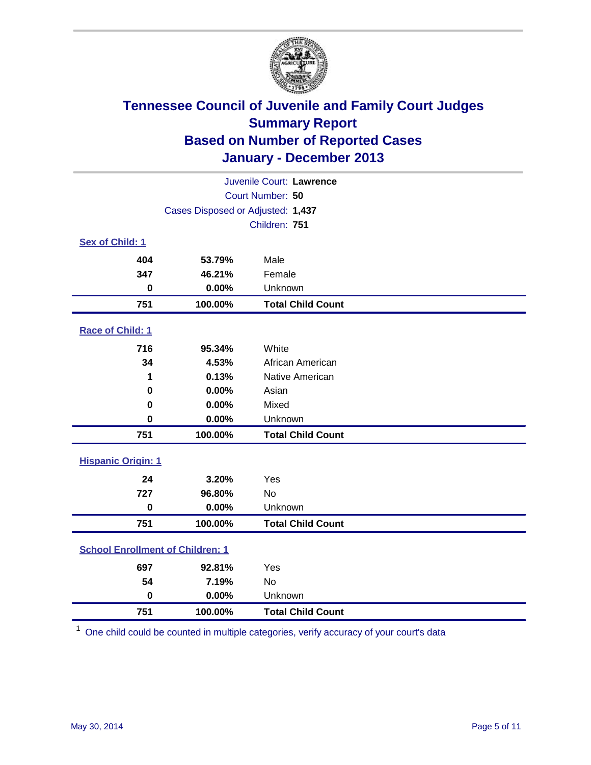# Tennessee Council of Juvenile and Family Court Judges
## Summary Report
## Based on Number of Reported Cases
## January - December 2013

Juvenile Court: **Lawrence**
Court Number: **50**
Cases Disposed or Adjusted: **1,437**
Children: **751**

### Sex of Child: 1

| Count | Percent | Category |
|---|---|---|
| 404 | 53.79% | Male |
| 347 | 46.21% | Female |
| 0 | 0.00% | Unknown |
| **751** | **100.00%** | **Total Child Count** |

### Race of Child: 1

| Count | Percent | Category |
|---|---|---|
| 716 | 95.34% | White |
| 34 | 4.53% | African American |
| 1 | 0.13% | Native American |
| 0 | 0.00% | Asian |
| 0 | 0.00% | Mixed |
| 0 | 0.00% | Unknown |
| **751** | **100.00%** | **Total Child Count** |

### Hispanic Origin: 1

| Count | Percent | Category |
|---|---|---|
| 24 | 3.20% | Yes |
| 727 | 96.80% | No |
| 0 | 0.00% | Unknown |
| **751** | **100.00%** | **Total Child Count** |

### School Enrollment of Children: 1

| Count | Percent | Category |
|---|---|---|
| 697 | 92.81% | Yes |
| 54 | 7.19% | No |
| 0 | 0.00% | Unknown |
| **751** | **100.00%** | **Total Child Count** |

[1] One child could be counted in multiple categories, verify accuracy of your court's data

May 30, 2014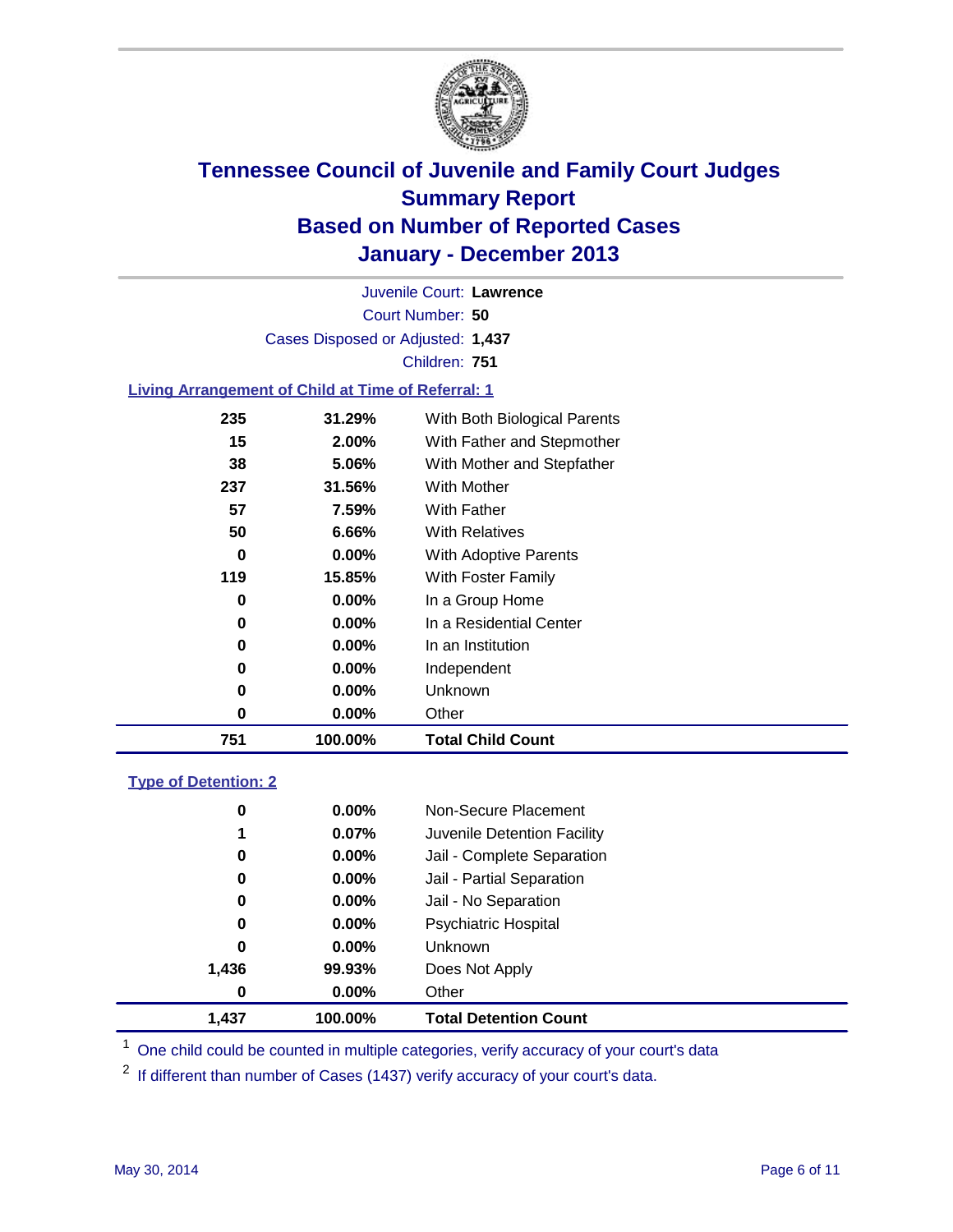# Tennessee Council of Juvenile and Family Court Judges
## Summary Report
## Based on Number of Reported Cases
## January - December 2013

Juvenile Court: **Lawrence**
Court Number: **50**
Cases Disposed or Adjusted: **1,437**
Children: **751**

### Living Arrangement of Child at Time of Referral: 1

| Count | Percent | Category |
|---|---|---|
| 235 | 31.29% | With Both Biological Parents |
| 15 | 2.00% | With Father and Stepmother |
| 38 | 5.06% | With Mother and Stepfather |
| 237 | 31.56% | With Mother |
| 57 | 7.59% | With Father |
| 50 | 6.66% | With Relatives |
| 0 | 0.00% | With Adoptive Parents |
| 119 | 15.85% | With Foster Family |
| 0 | 0.00% | In a Group Home |
| 0 | 0.00% | In a Residential Center |
| 0 | 0.00% | In an Institution |
| 0 | 0.00% | Independent |
| 0 | 0.00% | Unknown |
| 0 | 0.00% | Other |
| **751** | **100.00%** | **Total Child Count** |

### Type of Detention: 2

| Count | Percent | Category |
|---|---|---|
| 0 | 0.00% | Non-Secure Placement |
| 1 | 0.07% | Juvenile Detention Facility |
| 0 | 0.00% | Jail - Complete Separation |
| 0 | 0.00% | Jail - Partial Separation |
| 0 | 0.00% | Jail - No Separation |
| 0 | 0.00% | Psychiatric Hospital |
| 0 | 0.00% | Unknown |
| 1,436 | 99.93% | Does Not Apply |
| 0 | 0.00% | Other |
| **1,437** | **100.00%** | **Total Detention Count** |

[1] One child could be counted in multiple categories, verify accuracy of your court's data

[2] If different than number of Cases (1437) verify accuracy of your court's data.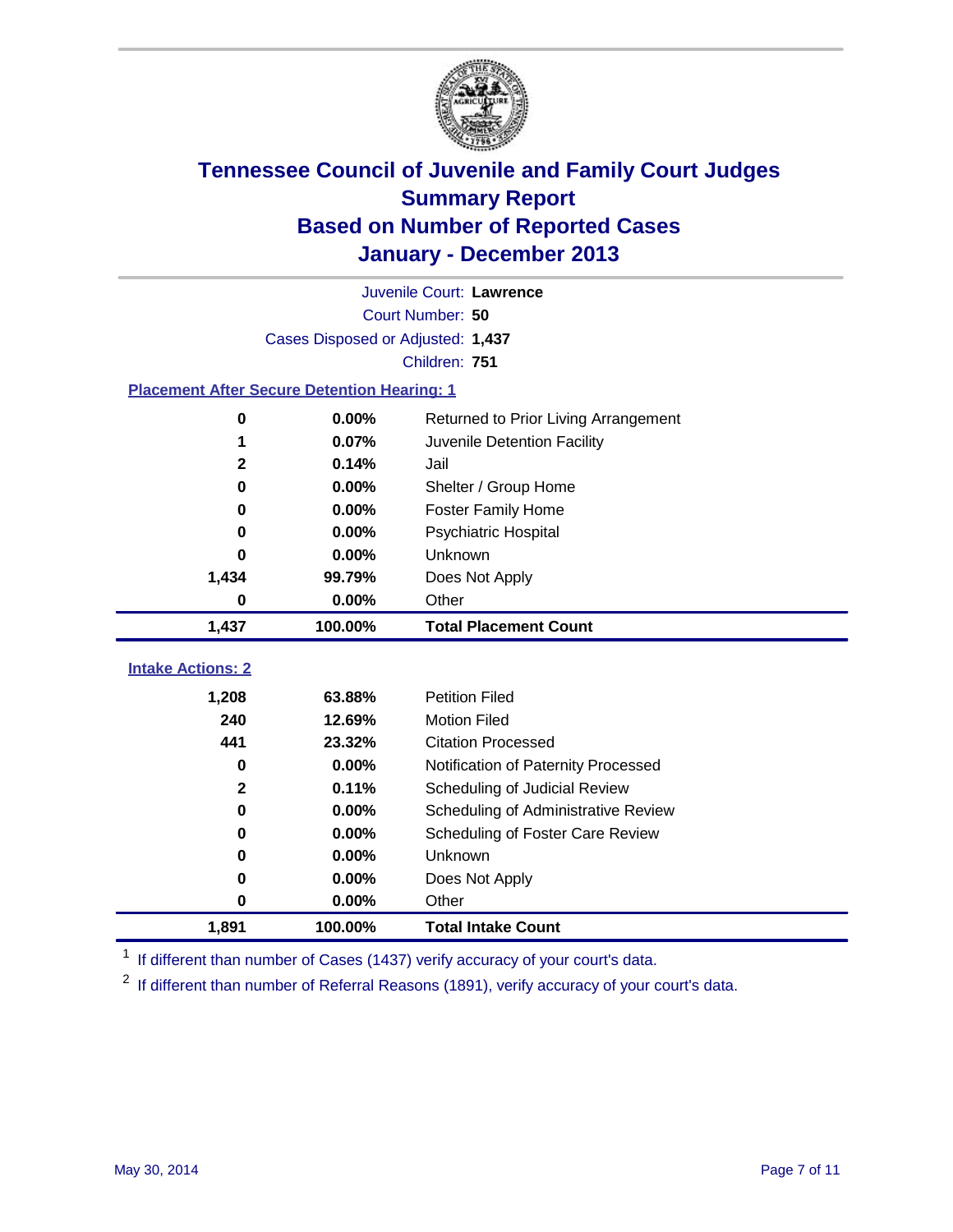# Tennessee Council of Juvenile and Family Court Judges
## Summary Report
## Based on Number of Reported Cases
## January - December 2013

Juvenile Court: **Lawrence**
Court Number: **50**
Cases Disposed or Adjusted: **1,437**
Children: **751**

### Placement After Secure Detention Hearing: 1

| Count | Percent | Placement |
|---|---|---|
| 0 | 0.00% | Returned to Prior Living Arrangement |
| 1 | 0.07% | Juvenile Detention Facility |
| 2 | 0.14% | Jail |
| 0 | 0.00% | Shelter / Group Home |
| 0 | 0.00% | Foster Family Home |
| 0 | 0.00% | Psychiatric Hospital |
| 0 | 0.00% | Unknown |
| 1,434 | 99.79% | Does Not Apply |
| 0 | 0.00% | Other |
| **1,437** | **100.00%** | **Total Placement Count** |

### Intake Actions: 2

| Count | Percent | Intake Action |
|---|---|---|
| 1,208 | 63.88% | Petition Filed |
| 240 | 12.69% | Motion Filed |
| 441 | 23.32% | Citation Processed |
| 0 | 0.00% | Notification of Paternity Processed |
| 2 | 0.11% | Scheduling of Judicial Review |
| 0 | 0.00% | Scheduling of Administrative Review |
| 0 | 0.00% | Scheduling of Foster Care Review |
| 0 | 0.00% | Unknown |
| 0 | 0.00% | Does Not Apply |
| 0 | 0.00% | Other |
| **1,891** | **100.00%** | **Total Intake Count** |

[1] If different than number of Cases (1437) verify accuracy of your court's data.

[2] If different than number of Referral Reasons (1891), verify accuracy of your court's data.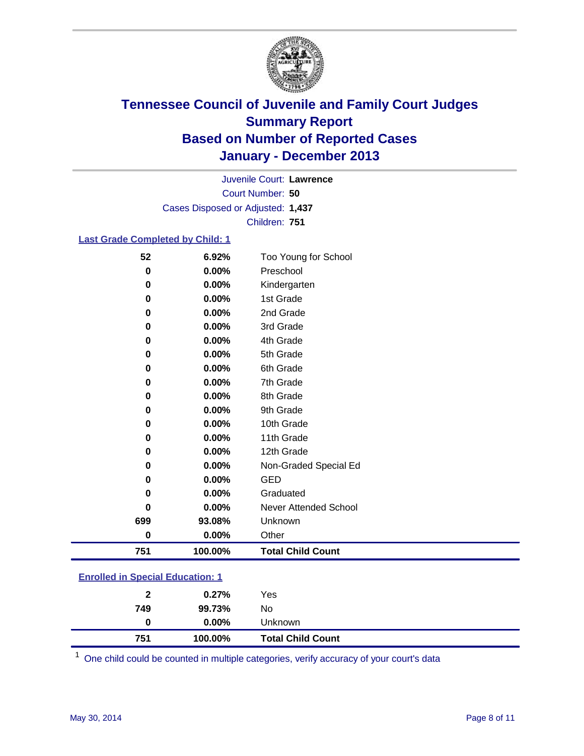# Tennessee Council of Juvenile and Family Court Judges
## Summary Report
## Based on Number of Reported Cases
## January - December 2013

Juvenile Court: **Lawrence**
Court Number: **50**
Cases Disposed or Adjusted: **1,437**
Children: **751**

### Last Grade Completed by Child: 1

| Count | Percent | Category |
|---|---|---|
| 52 | 6.92% | Too Young for School |
| 0 | 0.00% | Preschool |
| 0 | 0.00% | Kindergarten |
| 0 | 0.00% | 1st Grade |
| 0 | 0.00% | 2nd Grade |
| 0 | 0.00% | 3rd Grade |
| 0 | 0.00% | 4th Grade |
| 0 | 0.00% | 5th Grade |
| 0 | 0.00% | 6th Grade |
| 0 | 0.00% | 7th Grade |
| 0 | 0.00% | 8th Grade |
| 0 | 0.00% | 9th Grade |
| 0 | 0.00% | 10th Grade |
| 0 | 0.00% | 11th Grade |
| 0 | 0.00% | 12th Grade |
| 0 | 0.00% | Non-Graded Special Ed |
| 0 | 0.00% | GED |
| 0 | 0.00% | Graduated |
| 0 | 0.00% | Never Attended School |
| 699 | 93.08% | Unknown |
| 0 | 0.00% | Other |
| **751** | **100.00%** | **Total Child Count** |

### Enrolled in Special Education: 1

| Count | Percent | Category |
|---|---|---|
| 2 | 0.27% | Yes |
| 749 | 99.73% | No |
| 0 | 0.00% | Unknown |
| **751** | **100.00%** | **Total Child Count** |

[1] One child could be counted in multiple categories, verify accuracy of your court's data

May 30, 2014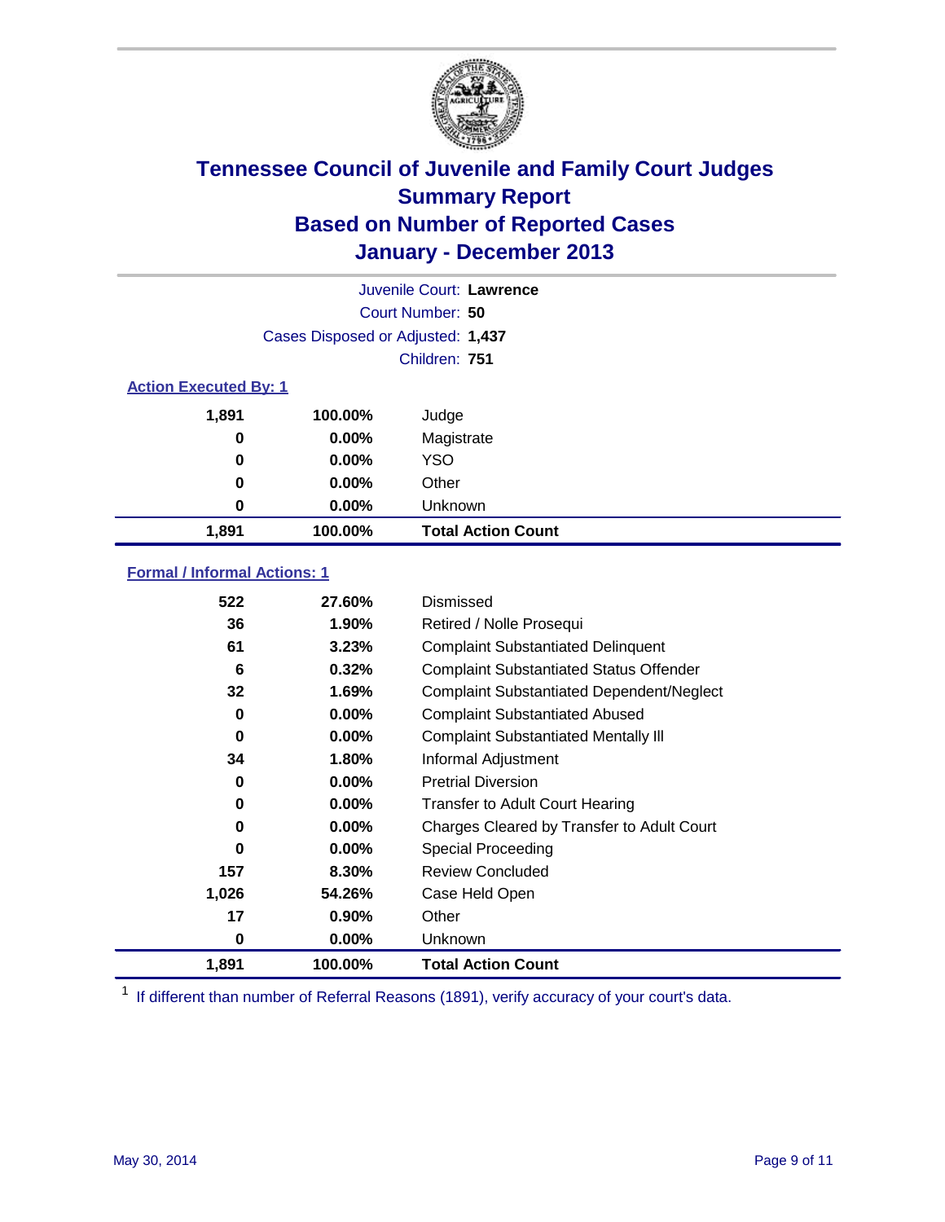# Tennessee Council of Juvenile and Family Court Judges
## Summary Report
## Based on Number of Reported Cases
## January - December 2013

Juvenile Court: **Lawrence**
Court Number: **50**
Cases Disposed or Adjusted: **1,437**
Children: **751**

### Action Executed By: 1

| | | |
|---|---|---|
| 1,891 | 100.00% | Judge |
| 0 | 0.00% | Magistrate |
| 0 | 0.00% | YSO |
| 0 | 0.00% | Other |
| 0 | 0.00% | Unknown |
| **1,891** | **100.00%** | **Total Action Count** |

### Formal / Informal Actions: 1

| | | |
|---|---|---|
| 522 | 27.60% | Dismissed |
| 36 | 1.90% | Retired / Nolle Prosequi |
| 61 | 3.23% | Complaint Substantiated Delinquent |
| 6 | 0.32% | Complaint Substantiated Status Offender |
| 32 | 1.69% | Complaint Substantiated Dependent/Neglect |
| 0 | 0.00% | Complaint Substantiated Abused |
| 0 | 0.00% | Complaint Substantiated Mentally Ill |
| 34 | 1.80% | Informal Adjustment |
| 0 | 0.00% | Pretrial Diversion |
| 0 | 0.00% | Transfer to Adult Court Hearing |
| 0 | 0.00% | Charges Cleared by Transfer to Adult Court |
| 0 | 0.00% | Special Proceeding |
| 157 | 8.30% | Review Concluded |
| 1,026 | 54.26% | Case Held Open |
| 17 | 0.90% | Other |
| 0 | 0.00% | Unknown |
| **1,891** | **100.00%** | **Total Action Count** |

[1] If different than number of Referral Reasons (1891), verify accuracy of your court's data.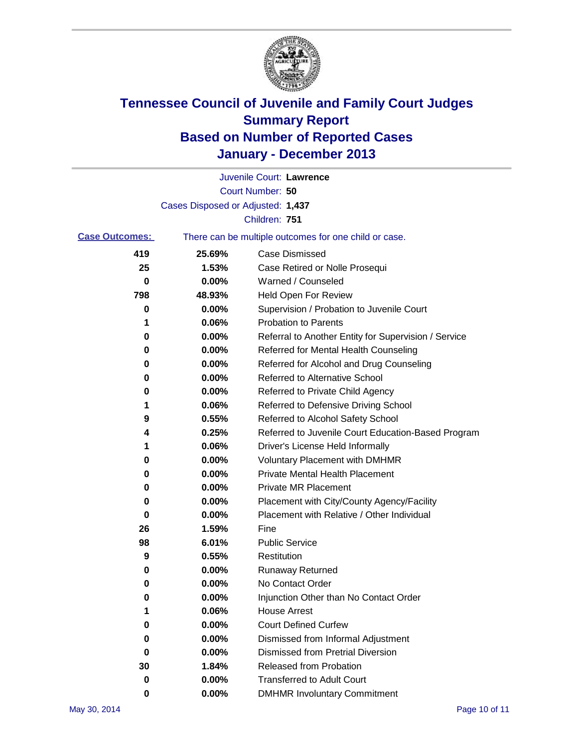# Tennessee Council of Juvenile and Family Court Judges
# Summary Report
# Based on Number of Reported Cases
# January - December 2013

Juvenile Court: **Lawrence**

Court Number: **50**

Cases Disposed or Adjusted: **1,437**

Children: **751**

**Case Outcomes:** There can be multiple outcomes for one child or case.

| Count | Percent | Outcome |
|---|---|---|
| 419 | 25.69% | Case Dismissed |
| 25 | 1.53% | Case Retired or Nolle Prosequi |
| 0 | 0.00% | Warned / Counseled |
| 798 | 48.93% | Held Open For Review |
| 0 | 0.00% | Supervision / Probation to Juvenile Court |
| 1 | 0.06% | Probation to Parents |
| 0 | 0.00% | Referral to Another Entity for Supervision / Service |
| 0 | 0.00% | Referred for Mental Health Counseling |
| 0 | 0.00% | Referred for Alcohol and Drug Counseling |
| 0 | 0.00% | Referred to Alternative School |
| 0 | 0.00% | Referred to Private Child Agency |
| 1 | 0.06% | Referred to Defensive Driving School |
| 9 | 0.55% | Referred to Alcohol Safety School |
| 4 | 0.25% | Referred to Juvenile Court Education-Based Program |
| 1 | 0.06% | Driver's License Held Informally |
| 0 | 0.00% | Voluntary Placement with DMHMR |
| 0 | 0.00% | Private Mental Health Placement |
| 0 | 0.00% | Private MR Placement |
| 0 | 0.00% | Placement with City/County Agency/Facility |
| 0 | 0.00% | Placement with Relative / Other Individual |
| 26 | 1.59% | Fine |
| 98 | 6.01% | Public Service |
| 9 | 0.55% | Restitution |
| 0 | 0.00% | Runaway Returned |
| 0 | 0.00% | No Contact Order |
| 0 | 0.00% | Injunction Other than No Contact Order |
| 1 | 0.06% | House Arrest |
| 0 | 0.00% | Court Defined Curfew |
| 0 | 0.00% | Dismissed from Informal Adjustment |
| 0 | 0.00% | Dismissed from Pretrial Diversion |
| 30 | 1.84% | Released from Probation |
| 0 | 0.00% | Transferred to Adult Court |
| 0 | 0.00% | DMHMR Involuntary Commitment |

May 30, 2014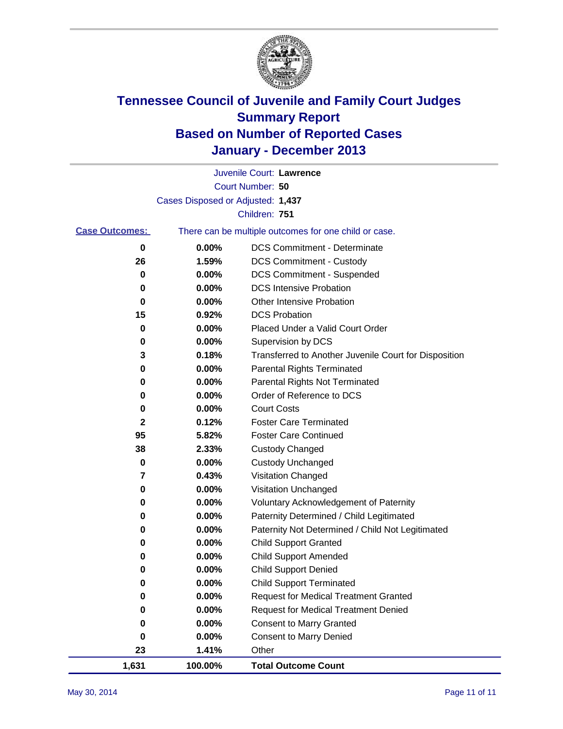# Tennessee Council of Juvenile and Family Court Judges
## Summary Report
## Based on Number of Reported Cases
## January - December 2013

Juvenile Court: **Lawrence**
Court Number: **50**
Cases Disposed or Adjusted: **1,437**
Children: **751**

**Case Outcomes:** There can be multiple outcomes for one child or case.

| | | |
|---|---|---|
| 0 | 0.00% | DCS Commitment - Determinate |
| 26 | 1.59% | DCS Commitment - Custody |
| 0 | 0.00% | DCS Commitment - Suspended |
| 0 | 0.00% | DCS Intensive Probation |
| 0 | 0.00% | Other Intensive Probation |
| 15 | 0.92% | DCS Probation |
| 0 | 0.00% | Placed Under a Valid Court Order |
| 0 | 0.00% | Supervision by DCS |
| 3 | 0.18% | Transferred to Another Juvenile Court for Disposition |
| 0 | 0.00% | Parental Rights Terminated |
| 0 | 0.00% | Parental Rights Not Terminated |
| 0 | 0.00% | Order of Reference to DCS |
| 0 | 0.00% | Court Costs |
| 2 | 0.12% | Foster Care Terminated |
| 95 | 5.82% | Foster Care Continued |
| 38 | 2.33% | Custody Changed |
| 0 | 0.00% | Custody Unchanged |
| 7 | 0.43% | Visitation Changed |
| 0 | 0.00% | Visitation Unchanged |
| 0 | 0.00% | Voluntary Acknowledgement of Paternity |
| 0 | 0.00% | Paternity Determined / Child Legitimated |
| 0 | 0.00% | Paternity Not Determined / Child Not Legitimated |
| 0 | 0.00% | Child Support Granted |
| 0 | 0.00% | Child Support Amended |
| 0 | 0.00% | Child Support Denied |
| 0 | 0.00% | Child Support Terminated |
| 0 | 0.00% | Request for Medical Treatment Granted |
| 0 | 0.00% | Request for Medical Treatment Denied |
| 0 | 0.00% | Consent to Marry Granted |
| 0 | 0.00% | Consent to Marry Denied |
| 23 | 1.41% | Other |
| **1,631** | **100.00%** | **Total Outcome Count** |

May 30, 2014